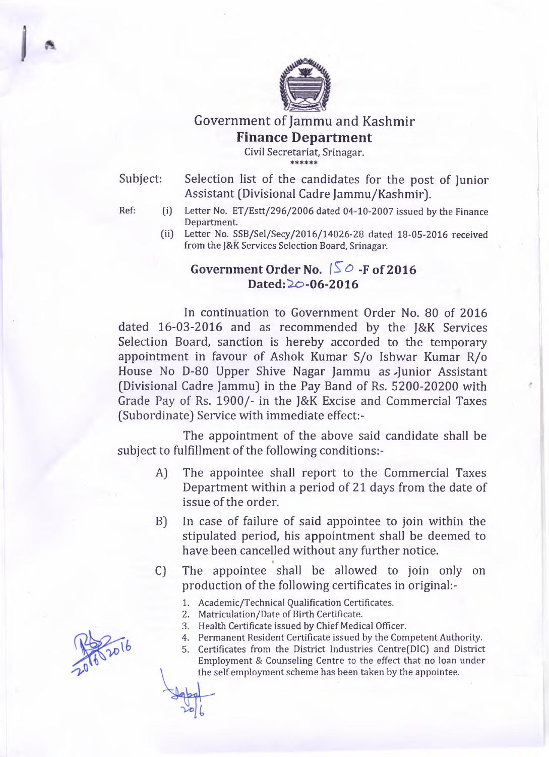# Government of Jammu and Kashmir

## Finance Department

Civil Secretariat, Srinagar.

\*\*\*\*\*\*

**Subject:** Selection list of the candidates for the post of Junior Assistant (Divisional Cadre Jammu/Kashmir).

**Ref:**
- (i) Letter No. ET/Estt/296/2006 dated 04-10-2007 issued by the Finance Department.
- (ii) Letter No. SSB/Sel/Secy/2016/14026-28 dated 18-05-2016 received from the J&K Services Selection Board, Srinagar.

### Government Order No. 150 -F of 2016
### Dated: 20-06-2016

In continuation to Government Order No. 80 of 2016 dated 16-03-2016 and as recommended by the J&K Services Selection Board, sanction is hereby accorded to the temporary appointment in favour of Ashok Kumar S/o Ishwar Kumar R/o House No D-80 Upper Shive Nagar Jammu as Junior Assistant (Divisional Cadre Jammu) in the Pay Band of Rs. 5200-20200 with Grade Pay of Rs. 1900/- in the J&K Excise and Commercial Taxes (Subordinate) Service with immediate effect:-

The appointment of the above said candidate shall be subject to fulfillment of the following conditions:-

A) The appointee shall report to the Commercial Taxes Department within a period of 21 days from the date of issue of the order.

B) In case of failure of said appointee to join within the stipulated period, his appointment shall be deemed to have been cancelled without any further notice.

C) The appointee shall be allowed to join only on production of the following certificates in original:-

1. Academic/Technical Qualification Certificates.
2. Matriculation/Date of Birth Certificate.
3. Health Certificate issued by Chief Medical Officer.
4. Permanent Resident Certificate issued by the Competent Authority.
5. Certificates from the District Industries Centre(DIC) and District Employment & Counseling Centre to the effect that no loan under the self employment scheme has been taken by the appointee.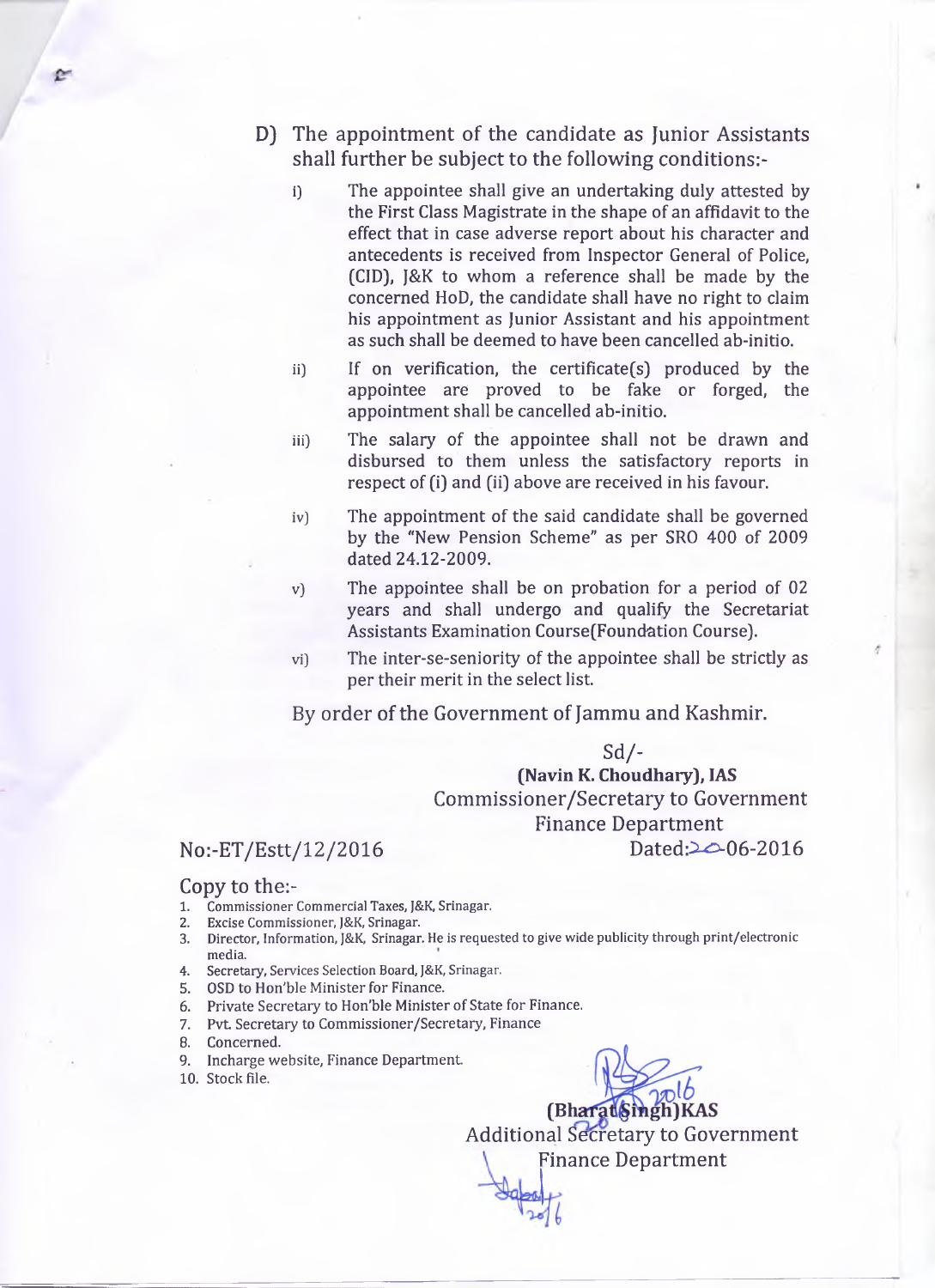D) The appointment of the candidate as Junior Assistants shall further be subject to the following conditions:-

i) The appointee shall give an undertaking duly attested by the First Class Magistrate in the shape of an affidavit to the effect that in case adverse report about his character and antecedents is received from Inspector General of Police, (CID), J&K to whom a reference shall be made by the concerned HoD, the candidate shall have no right to claim his appointment as Junior Assistant and his appointment as such shall be deemed to have been cancelled ab-initio.

ii) If on verification, the certificate(s) produced by the appointee are proved to be fake or forged, the appointment shall be cancelled ab-initio.

iii) The salary of the appointee shall not be drawn and disbursed to them unless the satisfactory reports in respect of (i) and (ii) above are received in his favour.

iv) The appointment of the said candidate shall be governed by the "New Pension Scheme" as per SRO 400 of 2009 dated 24.12-2009.

v) The appointee shall be on probation for a period of 02 years and shall undergo and qualify the Secretariat Assistants Examination Course(Foundation Course).

vi) The inter-se-seniority of the appointee shall be strictly as per their merit in the select list.

By order of the Government of Jammu and Kashmir.

Sd/-
**(Navin K. Choudhary), IAS**
Commissioner/Secretary to Government
Finance Department

No:-ET/Estt/12/2016 Dated:20-06-2016

Copy to the:-

1. Commissioner Commercial Taxes, J&K, Srinagar.
2. Excise Commissioner, J&K, Srinagar.
3. Director, Information, J&K, Srinagar. He is requested to give wide publicity through print/electronic media.
4. Secretary, Services Selection Board, J&K, Srinagar.
5. OSD to Hon'ble Minister for Finance.
6. Private Secretary to Hon'ble Minister of State for Finance.
7. Pvt. Secretary to Commissioner/Secretary, Finance
8. Concerned.
9. Incharge website, Finance Department.
10. Stock file.

**(Bharat Singh)KAS**
Additional Secretary to Government
Finance Department